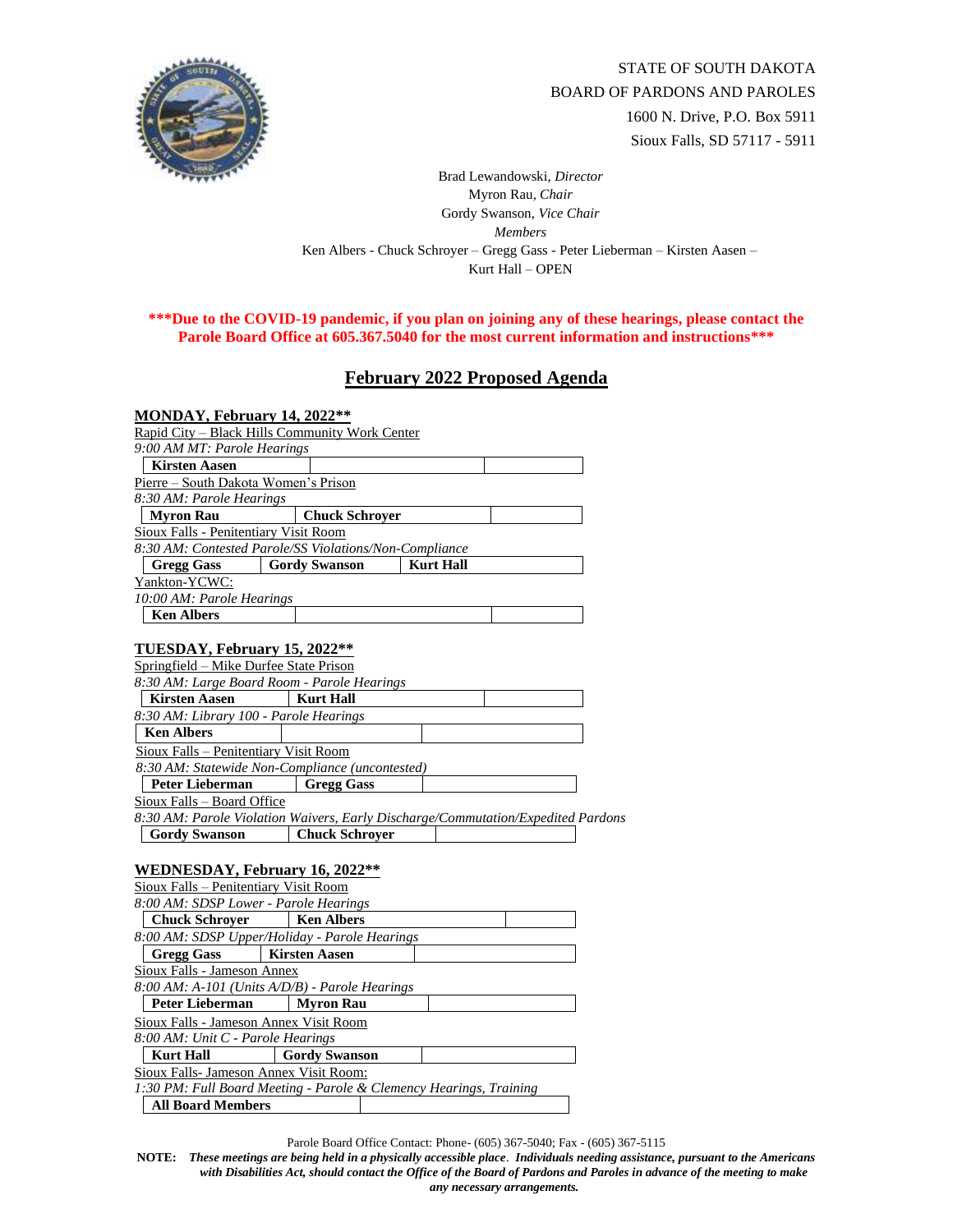STATE OF SOUTH DAKOTA
BOARD OF PARDONS AND PAROLES
1600 N. Drive, P.O. Box 5911
Sioux Falls, SD 57117 - 5911

Brad Lewandowski, *Director*
Myron Rau, *Chair*
Gordy Swanson, *Vice Chair*
*Members*
Ken Albers - Chuck Schroyer – Gregg Gass - Peter Lieberman – Kirsten Aasen –
Kurt Hall – OPEN

**\*\*\*Due to the COVID-19 pandemic, if you plan on joining any of these hearings, please contact the Parole Board Office at 605.367.5040 for the most current information and instructions\*\*\***

# February 2022 Proposed Agenda

## MONDAY, February 14, 2022**

Rapid City – Black Hills Community Work Center
*9:00 AM MT: Parole Hearings*

| **Kirsten Aasen** | | |
|---|---|---|

Pierre – South Dakota Women's Prison
*8:30 AM: Parole Hearings*

| **Myron Rau** | **Chuck Schroyer** | |
|---|---|---|

Sioux Falls - Penitentiary Visit Room
*8:30 AM: Contested Parole/SS Violations/Non-Compliance*

| **Gregg Gass** | **Gordy Swanson** | **Kurt Hall** |
|---|---|---|

Yankton-YCWC:
*10:00 AM: Parole Hearings*

| **Ken Albers** | | |
|---|---|---|

## TUESDAY, February 15, 2022**

Springfield – Mike Durfee State Prison
*8:30 AM: Large Board Room - Parole Hearings*

| **Kirsten Aasen** | **Kurt Hall** | |
|---|---|---|

*8:30 AM: Library 100 - Parole Hearings*

| **Ken Albers** | | |
|---|---|---|

Sioux Falls – Penitentiary Visit Room
*8:30 AM: Statewide Non-Compliance (uncontested)*

| **Peter Lieberman** | **Gregg Gass** | |
|---|---|---|

Sioux Falls – Board Office
*8:30 AM: Parole Violation Waivers, Early Discharge/Commutation/Expedited Pardons*

| **Gordy Swanson** | **Chuck Schroyer** | |
|---|---|---|

## WEDNESDAY, February 16, 2022**

Sioux Falls – Penitentiary Visit Room
*8:00 AM: SDSP Lower - Parole Hearings*

| **Chuck Schroyer** | **Ken Albers** | |
|---|---|---|

*8:00 AM: SDSP Upper/Holiday - Parole Hearings*

| **Gregg Gass** | **Kirsten Aasen** | |
|---|---|---|

Sioux Falls - Jameson Annex
*8:00 AM: A-101 (Units A/D/B) - Parole Hearings*

| **Peter Lieberman** | **Myron Rau** | |
|---|---|---|

Sioux Falls - Jameson Annex Visit Room
*8:00 AM: Unit C - Parole Hearings*

| **Kurt Hall** | **Gordy Swanson** | |
|---|---|---|

Sioux Falls- Jameson Annex Visit Room:
*1:30 PM: Full Board Meeting - Parole & Clemency Hearings, Training*

| **All Board Members** | |
|---|---|

Parole Board Office Contact: Phone- (605) 367-5040; Fax - (605) 367-5115

**NOTE:** ***These meetings are being held in a physically accessible place*. *Individuals needing assistance, pursuant to the Americans with Disabilities Act, should contact the Office of the Board of Pardons and Paroles in advance of the meeting to make any necessary arrangements.***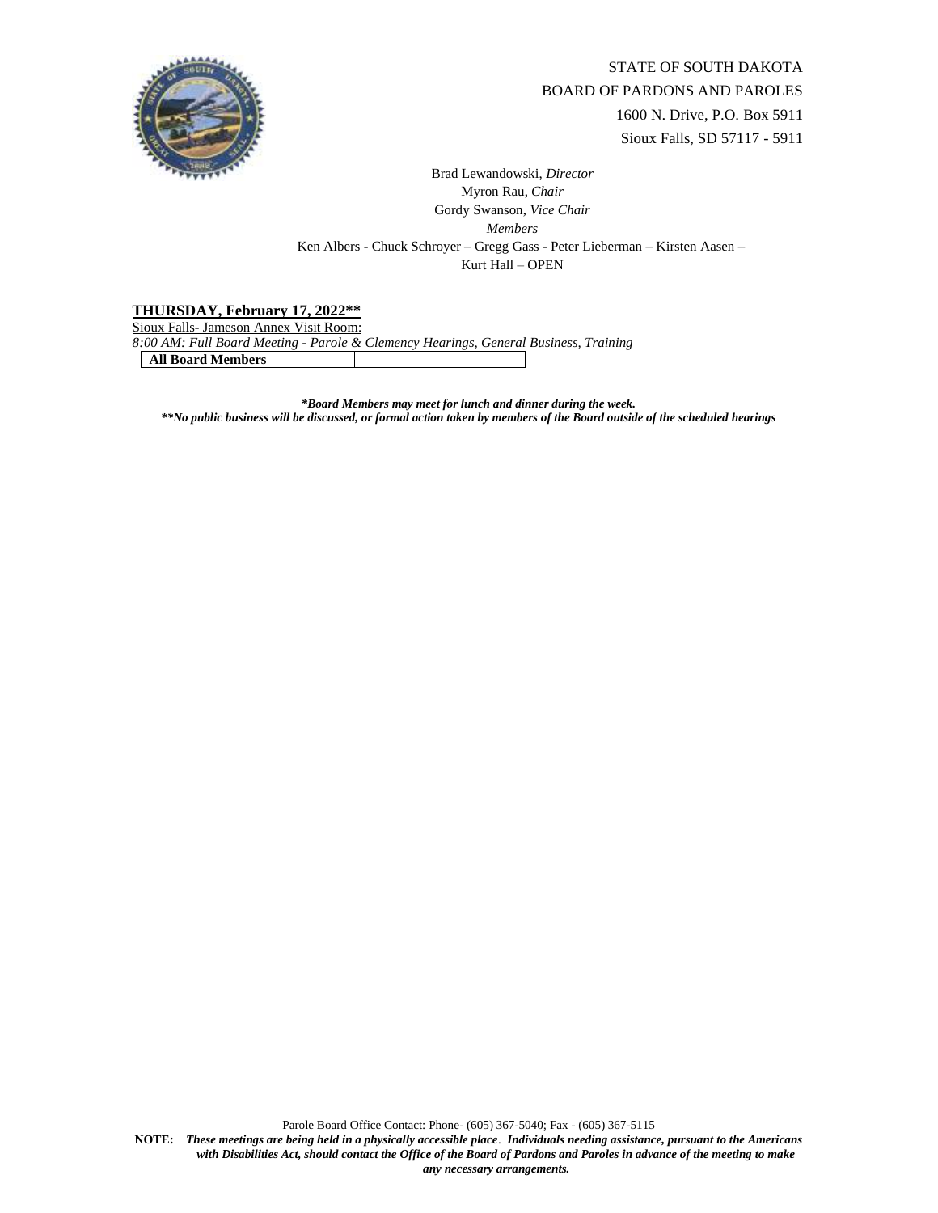STATE OF SOUTH DAKOTA
BOARD OF PARDONS AND PAROLES
1600 N. Drive, P.O. Box 5911
Sioux Falls, SD 57117 - 5911

Brad Lewandowski, *Director*
Myron Rau, *Chair*
Gordy Swanson, *Vice Chair*
*Members*
Ken Albers - Chuck Schroyer – Gregg Gass - Peter Lieberman – Kirsten Aasen –
Kurt Hall – OPEN

**THURSDAY, February 17, 2022****

Sioux Falls- Jameson Annex Visit Room:

*8:00 AM: Full Board Meeting - Parole & Clemency Hearings, General Business, Training*

| | |
|---|---|
| **All Board Members** | |

***Board Members may meet for lunch and dinner during the week.***

*****No public business will be discussed, or formal action taken by members of the Board outside of the scheduled hearings***

Parole Board Office Contact: Phone- (605) 367-5040; Fax - (605) 367-5115

**NOTE:** ***These meetings are being held in a physically accessible place. Individuals needing assistance, pursuant to the Americans with Disabilities Act, should contact the Office of the Board of Pardons and Paroles in advance of the meeting to make any necessary arrangements.***